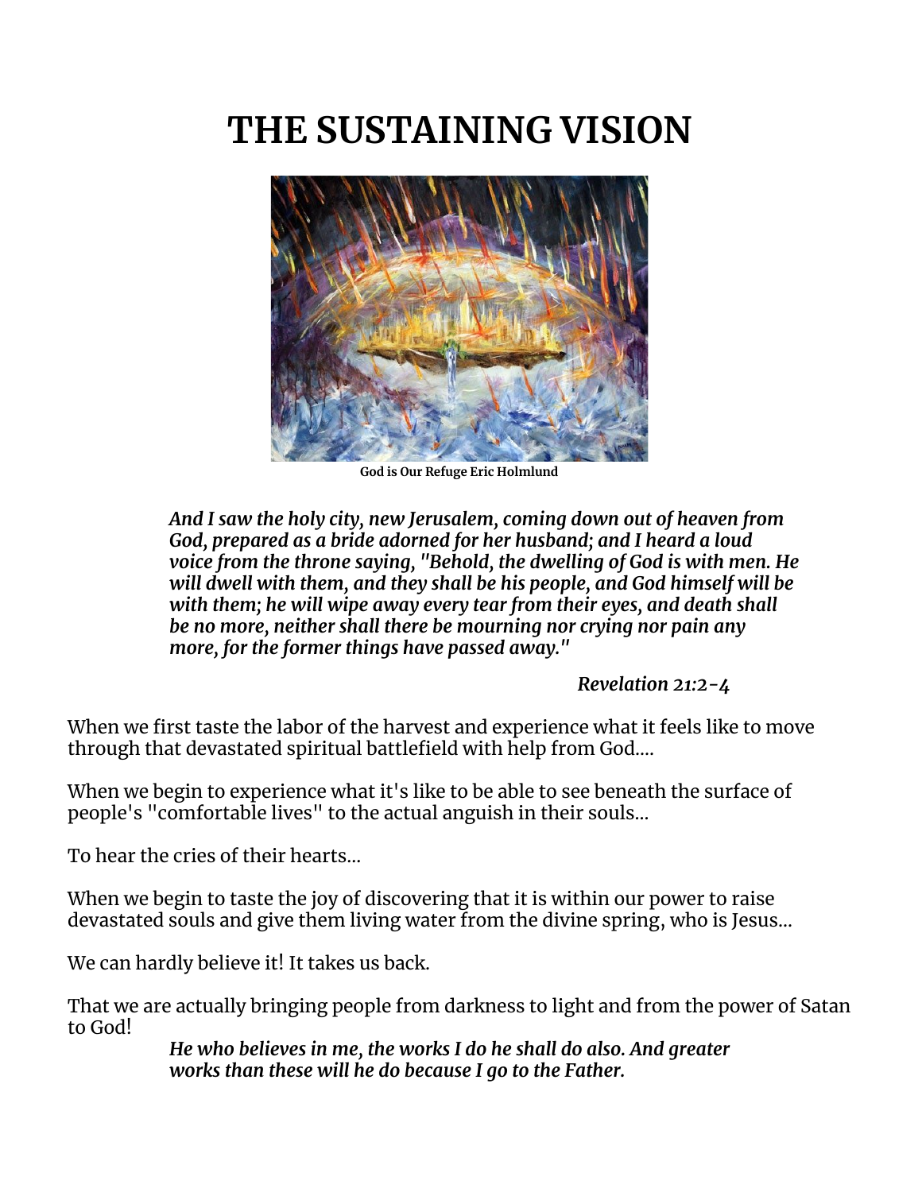# THE SUSTAINING VISION

God is Our Refuge Eric Holmlund

> ***And I saw the holy city, new Jerusalem, coming down out of heaven from God, prepared as a bride adorned for her husband; and I heard a loud voice from the throne saying, "Behold, the dwelling of God is with men. He will dwell with them, and they shall be his people, and God himself will be with them; he will wipe away every tear from their eyes, and death shall be no more, neither shall there be mourning nor crying nor pain any more, for the former things have passed away."***
>
> ***Revelation 21:2-4***

When we first taste the labor of the harvest and experience what it feels like to move through that devastated spiritual battlefield with help from God....

When we begin to experience what it's like to be able to see beneath the surface of people's "comfortable lives" to the actual anguish in their souls...

To hear the cries of their hearts...

When we begin to taste the joy of discovering that it is within our power to raise devastated souls and give them living water from the divine spring, who is Jesus...

We can hardly believe it! It takes us back.

That we are actually bringing people from darkness to light and from the power of Satan to God!

> ***He who believes in me, the works I do he shall do also. And greater works than these will he do because I go to the Father.***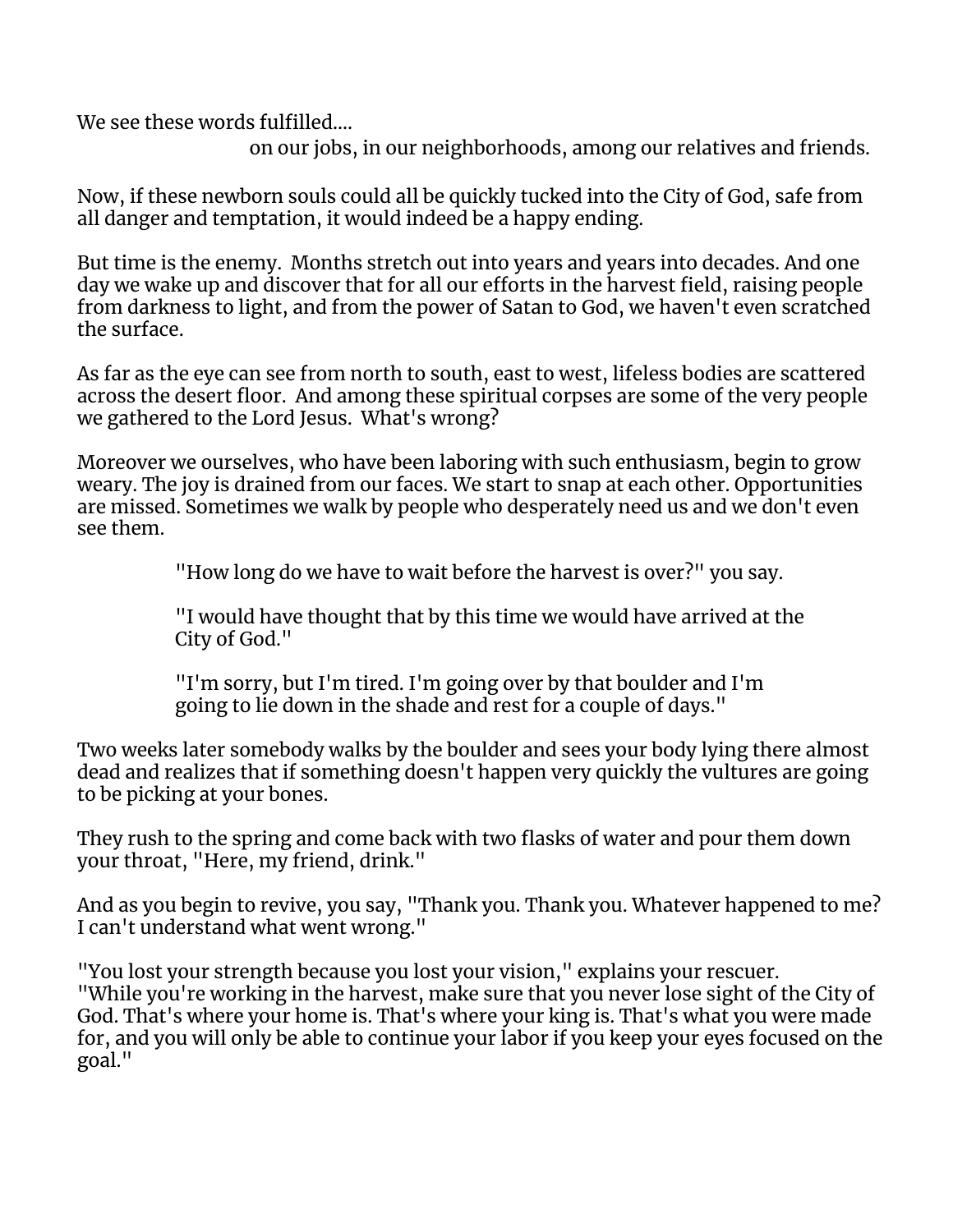We see these words fulfilled....

on our jobs, in our neighborhoods, among our relatives and friends.

Now, if these newborn souls could all be quickly tucked into the City of God, safe from all danger and temptation, it would indeed be a happy ending.

But time is the enemy.  Months stretch out into years and years into decades. And one day we wake up and discover that for all our efforts in the harvest field, raising people from darkness to light, and from the power of Satan to God, we haven't even scratched the surface.

As far as the eye can see from north to south, east to west, lifeless bodies are scattered across the desert floor.  And among these spiritual corpses are some of the very people we gathered to the Lord Jesus.  What's wrong?

Moreover we ourselves, who have been laboring with such enthusiasm, begin to grow weary. The joy is drained from our faces. We start to snap at each other. Opportunities are missed. Sometimes we walk by people who desperately need us and we don't even see them.

> "How long do we have to wait before the harvest is over?" you say.
>
> "I would have thought that by this time we would have arrived at the City of God."
>
> "I'm sorry, but I'm tired. I'm going over by that boulder and I'm going to lie down in the shade and rest for a couple of days."

Two weeks later somebody walks by the boulder and sees your body lying there almost dead and realizes that if something doesn't happen very quickly the vultures are going to be picking at your bones.

They rush to the spring and come back with two flasks of water and pour them down your throat, "Here, my friend, drink."

And as you begin to revive, you say, "Thank you. Thank you. Whatever happened to me? I can't understand what went wrong."

"You lost your strength because you lost your vision," explains your rescuer. "While you're working in the harvest, make sure that you never lose sight of the City of God. That's where your home is. That's where your king is. That's what you were made for, and you will only be able to continue your labor if you keep your eyes focused on the goal."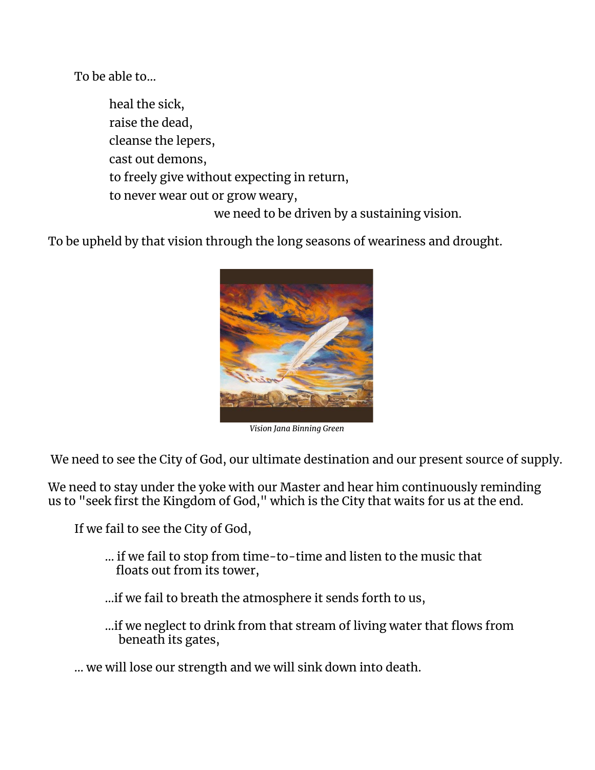To be able to...

> heal the sick,
> raise the dead,
> cleanse the lepers,
> cast out demons,
> to freely give without expecting in return,
> to never wear out or grow weary,
> we need to be driven by a sustaining vision.

To be upheld by that vision through the long seasons of weariness and drought.

*Vision Jana Binning Green*

We need to see the City of God, our ultimate destination and our present source of supply.

We need to stay under the yoke with our Master and hear him continuously reminding us to "seek first the Kingdom of God," which is the City that waits for us at the end.

If we fail to see the City of God,

> ... if we fail to stop from time-to-time and listen to the music that floats out from its tower,
>
> ...if we fail to breath the atmosphere it sends forth to us,
>
> ...if we neglect to drink from that stream of living water that flows from beneath its gates,

... we will lose our strength and we will sink down into death.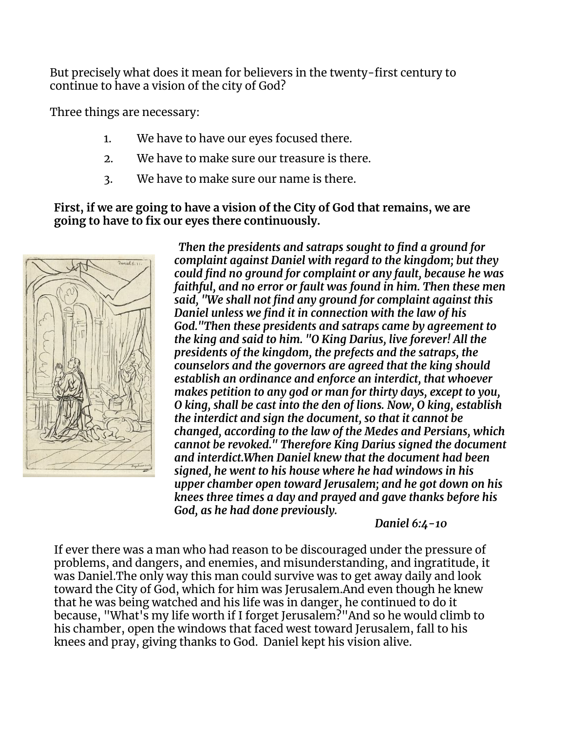But precisely what does it mean for believers in the twenty-first century to continue to have a vision of the city of God?

Three things are necessary:

1. We have to have our eyes focused there.
2. We have to make sure our treasure is there.
3. We have to make sure our name is there.

**First, if we are going to have a vision of the City of God that remains, we are going to have to fix our eyes there continuously.**

***Then the presidents and satraps sought to find a ground for complaint against Daniel with regard to the kingdom; but they could find no ground for complaint or any fault, because he was faithful, and no error or fault was found in him. Then these men said, "We shall not find any ground for complaint against this Daniel unless we find it in connection with the law of his God."Then these presidents and satraps came by agreement to the king and said to him. "O King Darius, live forever! All the presidents of the kingdom, the prefects and the satraps, the counselors and the governors are agreed that the king should establish an ordinance and enforce an interdict, that whoever makes petition to any god or man for thirty days, except to you, O king, shall be cast into the den of lions. Now, O king, establish the interdict and sign the document, so that it cannot be changed, according to the law of the Medes and Persians, which cannot be revoked." Therefore King Darius signed the document and interdict.When Daniel knew that the document had been signed, he went to his house where he had windows in his upper chamber open toward Jerusalem; and he got down on his knees three times a day and prayed and gave thanks before his God, as he had done previously.***

***Daniel 6:4-10***

If ever there was a man who had reason to be discouraged under the pressure of problems, and dangers, and enemies, and misunderstanding, and ingratitude, it was Daniel.The only way this man could survive was to get away daily and look toward the City of God, which for him was Jerusalem.And even though he knew that he was being watched and his life was in danger, he continued to do it because, "What's my life worth if I forget Jerusalem?"And so he would climb to his chamber, open the windows that faced west toward Jerusalem, fall to his knees and pray, giving thanks to God. Daniel kept his vision alive.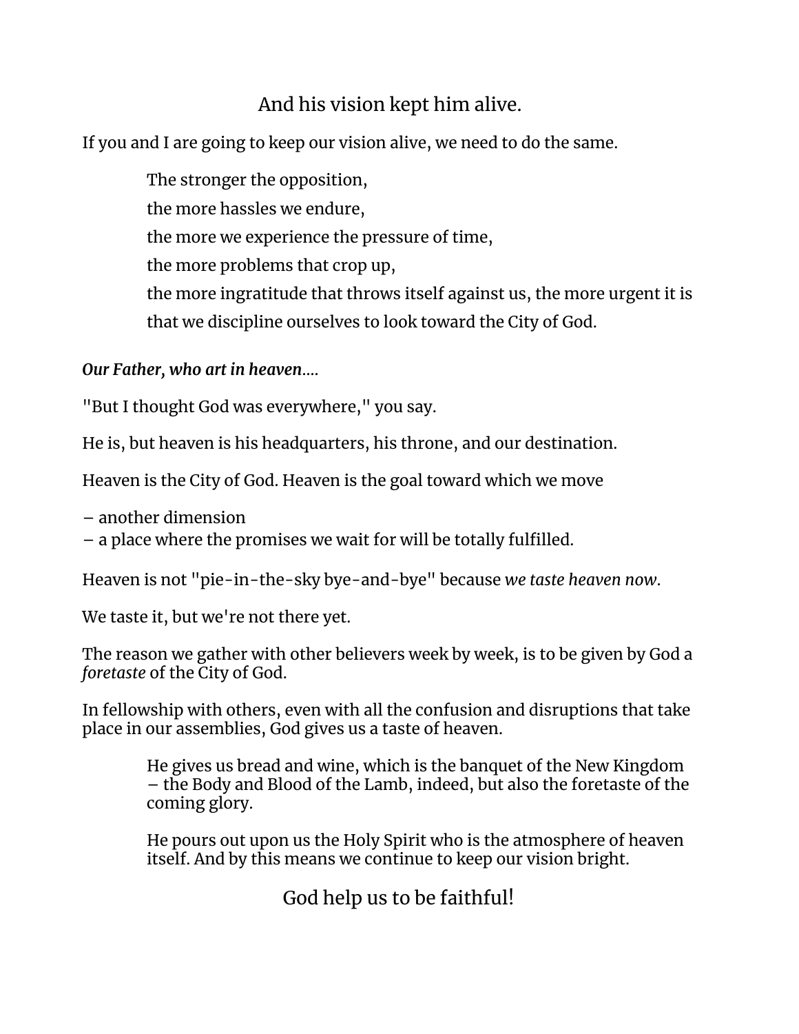And his vision kept him alive.

If you and I are going to keep our vision alive, we need to do the same.

> The stronger the opposition,
> the more hassles we endure,
> the more we experience the pressure of time,
> the more problems that crop up,
> the more ingratitude that throws itself against us, the more urgent it is
> that we discipline ourselves to look toward the City of God.

***Our Father, who art in heaven****....*

"But I thought God was everywhere," you say.

He is, but heaven is his headquarters, his throne, and our destination.

Heaven is the City of God. Heaven is the goal toward which we move

– another dimension
– a place where the promises we wait for will be totally fulfilled.

Heaven is not "pie-in-the-sky bye-and-bye" because *we taste heaven now*.

We taste it, but we're not there yet.

The reason we gather with other believers week by week, is to be given by God a *foretaste* of the City of God.

In fellowship with others, even with all the confusion and disruptions that take place in our assemblies, God gives us a taste of heaven.

> He gives us bread and wine, which is the banquet of the New Kingdom – the Body and Blood of the Lamb, indeed, but also the foretaste of the coming glory.
>
> He pours out upon us the Holy Spirit who is the atmosphere of heaven itself. And by this means we continue to keep our vision bright.

God help us to be faithful!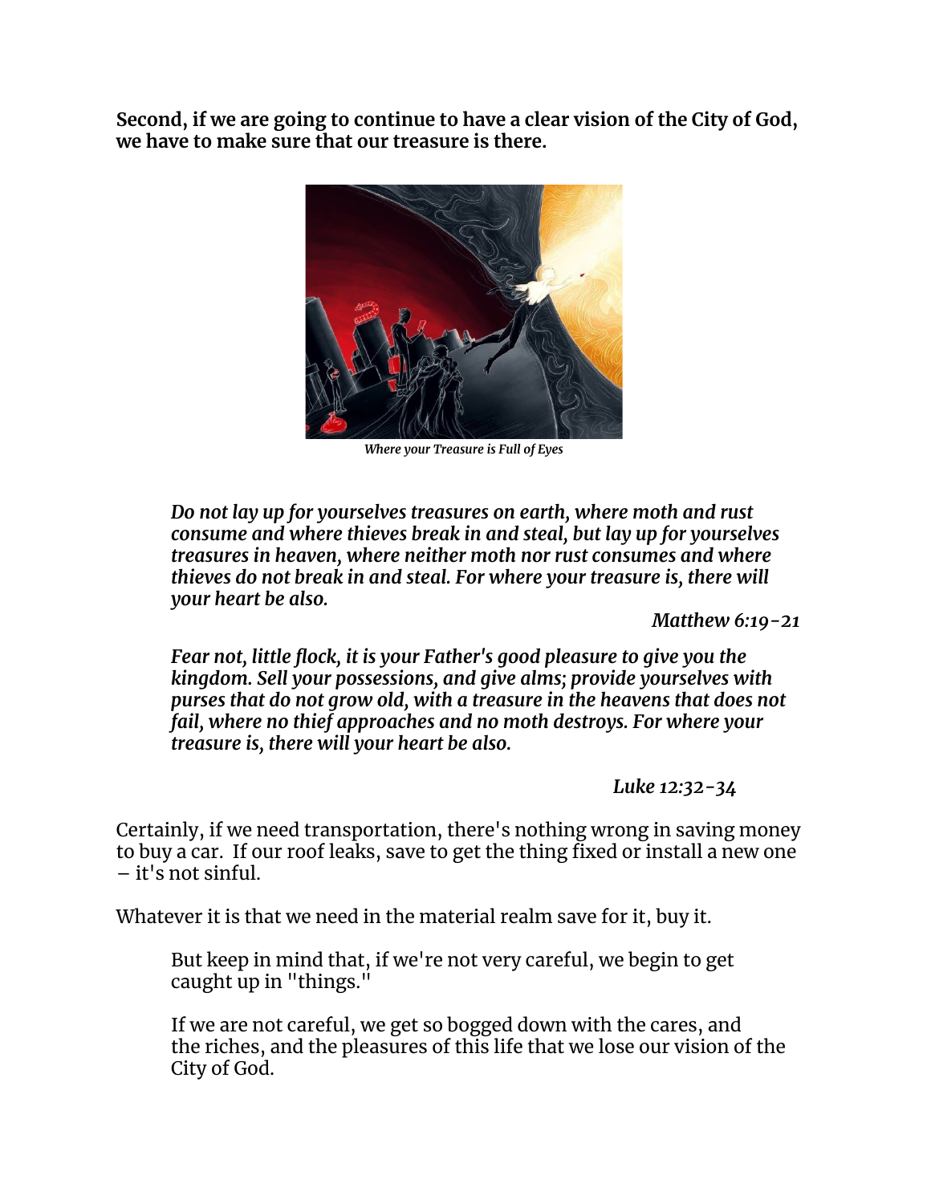**Second, if we are going to continue to have a clear vision of the City of God, we have to make sure that our treasure is there.**

*Where your Treasure is Full of Eyes*

> ***Do not lay up for yourselves treasures on earth, where moth and rust consume and where thieves break in and steal, but lay up for yourselves treasures in heaven, where neither moth nor rust consumes and where thieves do not break in and steal. For where your treasure is, there will your heart be also.***
>
> ***Matthew 6:19-21***
>
> ***Fear not, little flock, it is your Father's good pleasure to give you the kingdom. Sell your possessions, and give alms; provide yourselves with purses that do not grow old, with a treasure in the heavens that does not fail, where no thief approaches and no moth destroys. For where your treasure is, there will your heart be also.***
>
> ***Luke 12:32-34***

Certainly, if we need transportation, there's nothing wrong in saving money to buy a car. If our roof leaks, save to get the thing fixed or install a new one – it's not sinful.

Whatever it is that we need in the material realm save for it, buy it.

> But keep in mind that, if we're not very careful, we begin to get caught up in "things."
>
> If we are not careful, we get so bogged down with the cares, and the riches, and the pleasures of this life that we lose our vision of the City of God.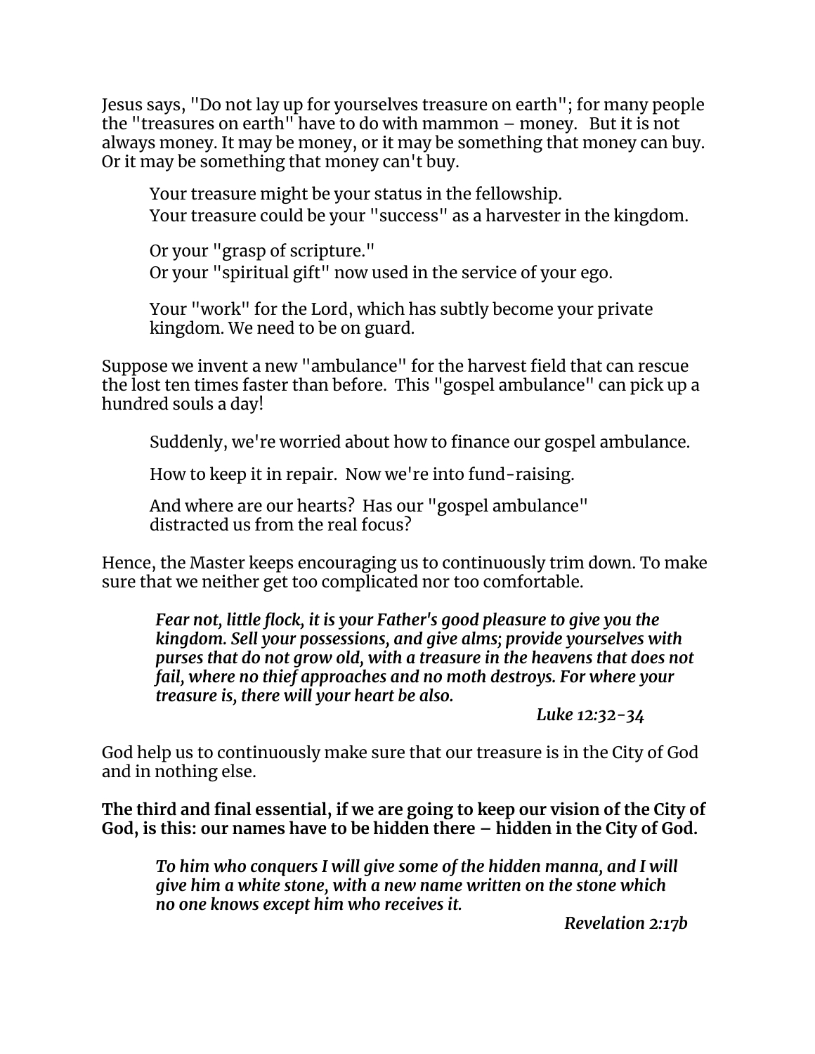Jesus says, "Do not lay up for yourselves treasure on earth"; for many people the "treasures on earth" have to do with mammon – money. But it is not always money. It may be money, or it may be something that money can buy. Or it may be something that money can't buy.

> Your treasure might be your status in the fellowship.
> Your treasure could be your "success" as a harvester in the kingdom.
>
> Or your "grasp of scripture."
> Or your "spiritual gift" now used in the service of your ego.
>
> Your "work" for the Lord, which has subtly become your private kingdom. We need to be on guard.

Suppose we invent a new "ambulance" for the harvest field that can rescue the lost ten times faster than before. This "gospel ambulance" can pick up a hundred souls a day!

> Suddenly, we're worried about how to finance our gospel ambulance.
>
> How to keep it in repair. Now we're into fund-raising.
>
> And where are our hearts? Has our "gospel ambulance" distracted us from the real focus?

Hence, the Master keeps encouraging us to continuously trim down. To make sure that we neither get too complicated nor too comfortable.

> ***Fear not, little flock, it is your Father's good pleasure to give you the kingdom. Sell your possessions, and give alms; provide yourselves with purses that do not grow old, with a treasure in the heavens that does not fail, where no thief approaches and no moth destroys. For where your treasure is, there will your heart be also.***
>
> ***Luke 12:32-34***

God help us to continuously make sure that our treasure is in the City of God and in nothing else.

**The third and final essential, if we are going to keep our vision of the City of God, is this: our names have to be hidden there – hidden in the City of God.**

> ***To him who conquers I will give some of the hidden manna, and I will give him a white stone, with a new name written on the stone which no one knows except him who receives it.***
>
> ***Revelation 2:17b***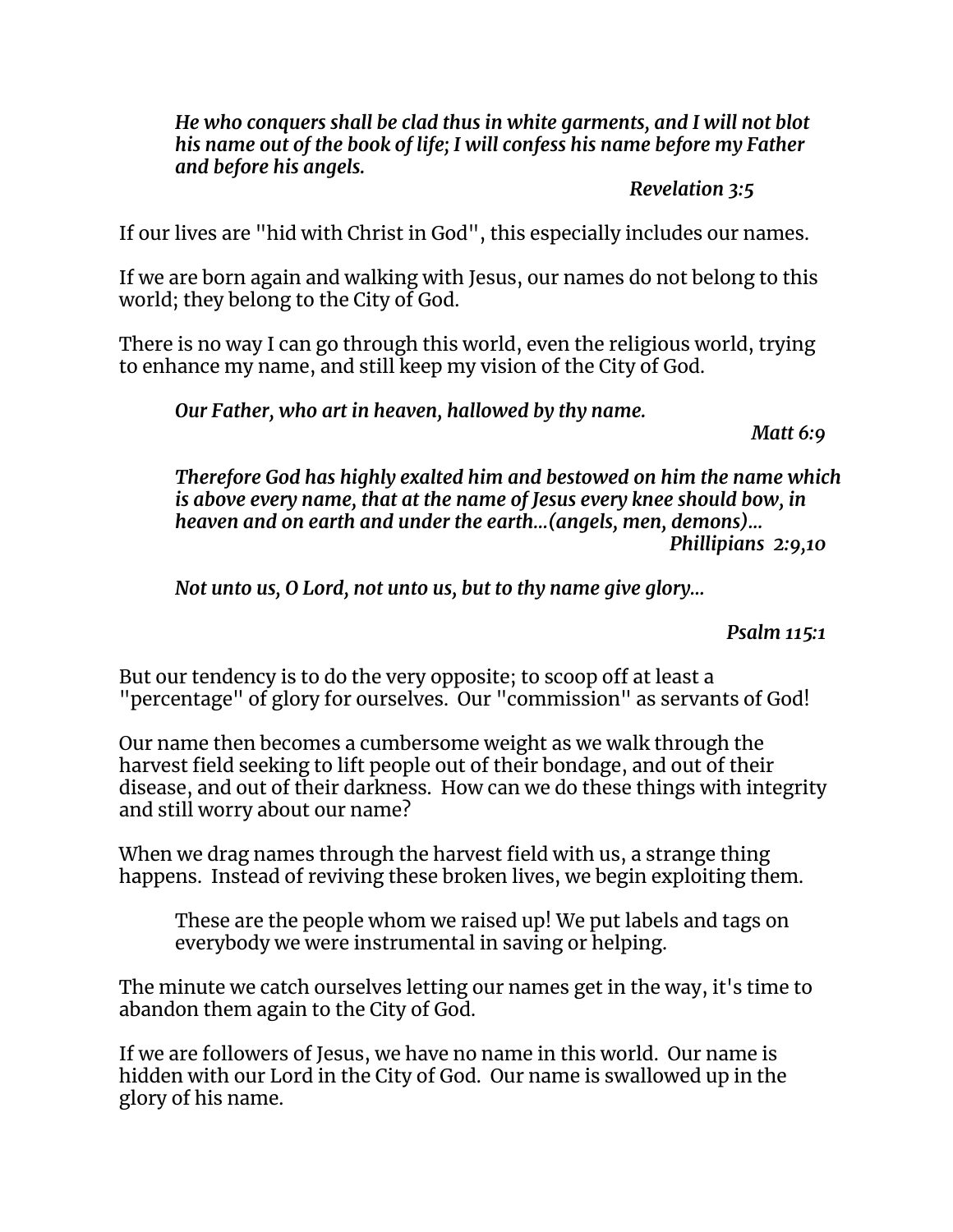> ***He who conquers shall be clad thus in white garments, and I will not blot his name out of the book of life; I will confess his name before my Father and before his angels.***
>
> ***Revelation 3:5***

If our lives are "hid with Christ in God", this especially includes our names.

If we are born again and walking with Jesus, our names do not belong to this world; they belong to the City of God.

There is no way I can go through this world, even the religious world, trying to enhance my name, and still keep my vision of the City of God.

> ***Our Father, who art in heaven, hallowed by thy name.***
>
> ***Matt 6:9***

> ***Therefore God has highly exalted him and bestowed on him the name which is above every name, that at the name of Jesus every knee should bow, in heaven and on earth and under the earth...(angels, men, demons)...***
>
> ***Phillipians 2:9,10***

> ***Not unto us, O Lord, not unto us, but to thy name give glory...***
>
> ***Psalm 115:1***

But our tendency is to do the very opposite; to scoop off at least a "percentage" of glory for ourselves. Our "commission" as servants of God!

Our name then becomes a cumbersome weight as we walk through the harvest field seeking to lift people out of their bondage, and out of their disease, and out of their darkness. How can we do these things with integrity and still worry about our name?

When we drag names through the harvest field with us, a strange thing happens. Instead of reviving these broken lives, we begin exploiting them.

> These are the people whom we raised up! We put labels and tags on everybody we were instrumental in saving or helping.

The minute we catch ourselves letting our names get in the way, it's time to abandon them again to the City of God.

If we are followers of Jesus, we have no name in this world. Our name is hidden with our Lord in the City of God. Our name is swallowed up in the glory of his name.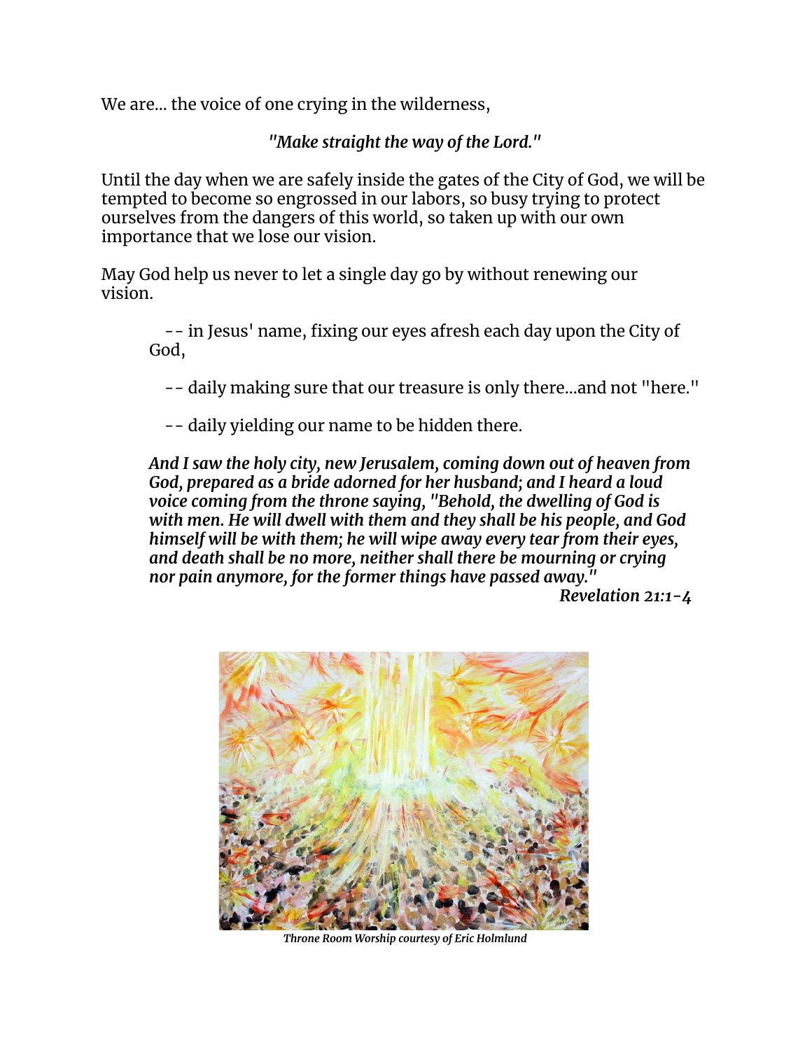We are... the voice of one crying in the wilderness,

*"Make straight the way of the Lord."*

Until the day when we are safely inside the gates of the City of God, we will be tempted to become so engrossed in our labors, so busy trying to protect ourselves from the dangers of this world, so taken up with our own importance that we lose our vision.

May God help us never to let a single day go by without renewing our vision.

> -- in Jesus' name, fixing our eyes afresh each day upon the City of God,
>
> -- daily making sure that our treasure is only there...and not "here."
>
> -- daily yielding our name to be hidden there.

> ***And I saw the holy city, new Jerusalem, coming down out of heaven from God, prepared as a bride adorned for her husband; and I heard a loud voice coming from the throne saying, "Behold, the dwelling of God is with men. He will dwell with them and they shall be his people, and God himself will be with them; he will wipe away every tear from their eyes, and death shall be no more, neither shall there be mourning or crying nor pain anymore, for the former things have passed away."***
>
> ***Revelation 21:1-4***

***Throne Room Worship courtesy of Eric Holmlund***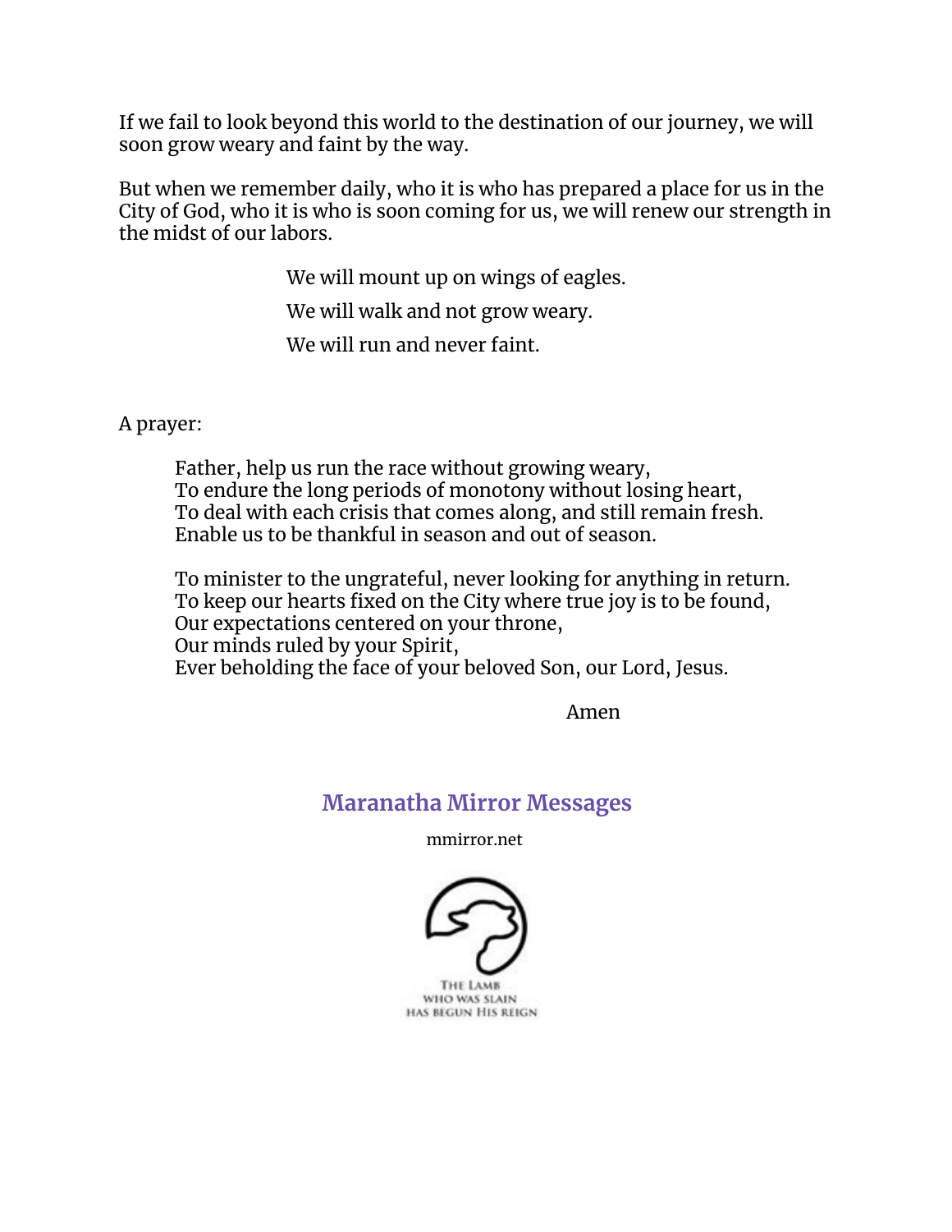If we fail to look beyond this world to the destination of our journey, we will soon grow weary and faint by the way.

But when we remember daily, who it is who has prepared a place for us in the City of God, who it is who is soon coming for us, we will renew our strength in the midst of our labors.

> We will mount up on wings of eagles.
>
> We will walk and not grow weary.
>
> We will run and never faint.

A prayer:

> Father, help us run the race without growing weary,
> To endure the long periods of monotony without losing heart,
> To deal with each crisis that comes along, and still remain fresh.
> Enable us to be thankful in season and out of season.
>
> To minister to the ungrateful, never looking for anything in return.
> To keep our hearts fixed on the City where true joy is to be found,
> Our expectations centered on your throne,
> Our minds ruled by your Spirit,
> Ever beholding the face of your beloved Son, our Lord, Jesus.
>
> Amen

**Maranatha Mirror Messages**

mmirror.net

THE LAMB
WHO WAS SLAIN
HAS BEGUN HIS REIGN